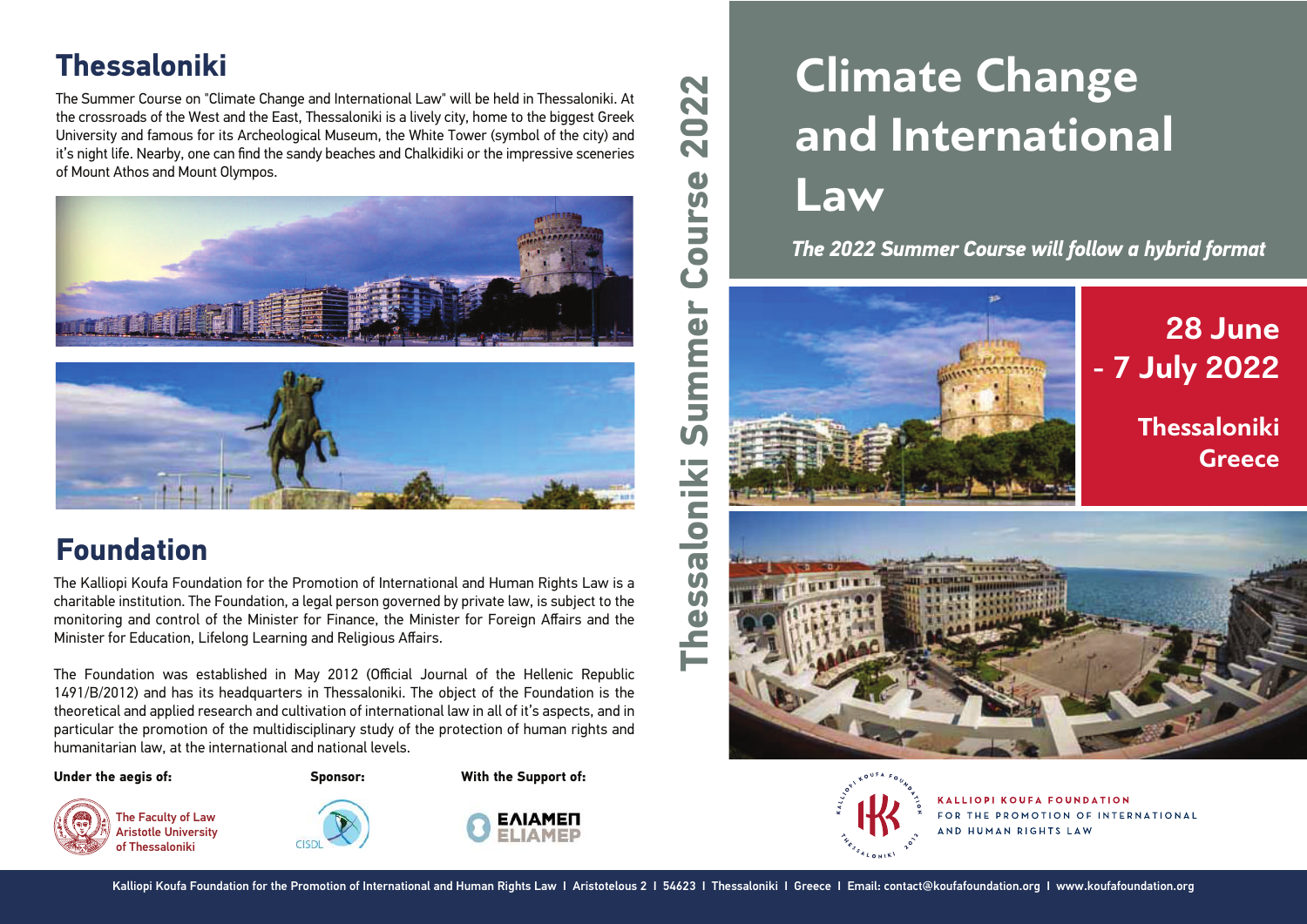## Thessaloniki

The Summer Course on "Climate Change and International Law" will be held in Thessaloniki. At the crossroads of the West and the East, Thessaloniki is a lively city, home to the biggest Greek University and famous for its Archeological Museum, the White Tower (symbol of the city) and it's night life. Nearby, one can find the sandy beaches and Chalkidiki or the impressive sceneries of Mount Athos and Mount Olympos.

## Foundation

The Kalliopi Koufa Foundation for the Promotion of International and Human Rights Law is a charitable institution. The Foundation, a legal person governed by private law, is subject to the monitoring and control of the Minister for Finance, the Minister for Foreign Affairs and the Minister for Education, Lifelong Learning and Religious Affairs.

The Foundation was established in May 2012 (Official Journal of the Hellenic Republic 1491/B/2012) and has its headquarters in Thessaloniki. The object of the Foundation is the theoretical and applied research and cultivation of international law in all of it's aspects, and in particular the promotion of the multidisciplinary study of the protection of human rights and humanitarian law, at the international and national levels.

**Under the aegis of:**

The Faculty of Law
Aristotle University
of Thessaloniki

**Sponsor:**

CISDL

**With the Support of:**

ΕΛΙΑΜΕΠ
ELIAMEP

**Thessaloniki Summer Course 2022**

# Climate Change and International Law

***The 2022 Summer Course will follow a hybrid format***

## 28 June - 7 July 2022

**Thessaloniki Greece**

KALLIOPI KOUFA FOUNDATION
FOR THE PROMOTION OF INTERNATIONAL AND HUMAN RIGHTS LAW

Kalliopi Koufa Foundation for the Promotion of International and Human Rights Law | Aristotelous 2 | 54623 | Thessaloniki | Greece | Email: contact@koufafoundation.org | www.koufafoundation.org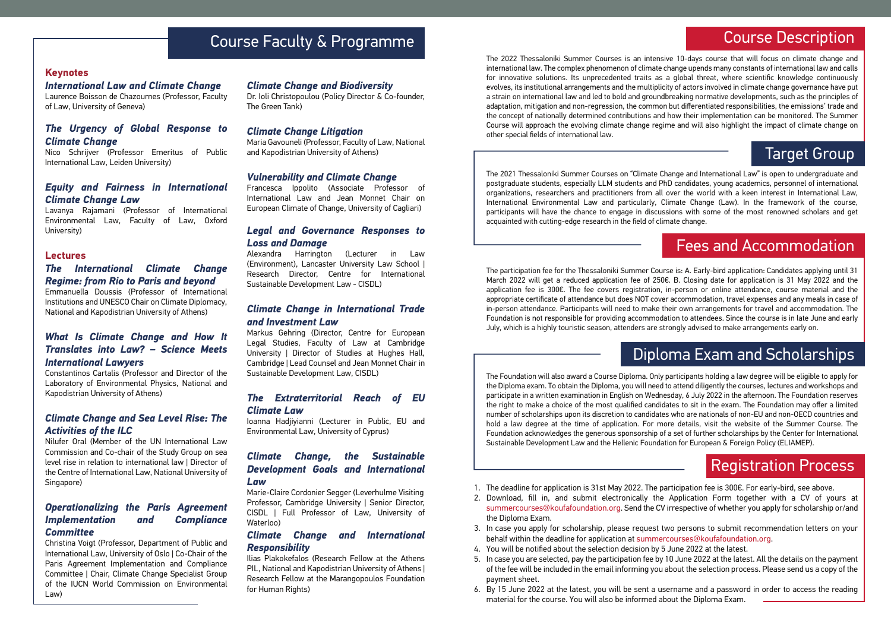# Course Faculty & Programme

## Keynotes

### *International Law and Climate Change*
Laurence Boisson de Chazournes (Professor, Faculty of Law, University of Geneva)

### *The Urgency of Global Response to Climate Change*
Nico Schrijver (Professor Emeritus of Public International Law, Leiden University)

### *Equity and Fairness in International Climate Change Law*
Lavanya Rajamani (Professor of International Environmental Law, Faculty of Law, Oxford University)

## Lectures

### *The International Climate Change Regime: from Rio to Paris and beyond*
Emmanuella Doussis (Professor of International Institutions and UNESCO Chair on Climate Diplomacy, National and Kapodistrian University of Athens)

### *What Is Climate Change and How It Translates into Law? – Science Meets International Lawyers*
Constantinos Cartalis (Professor and Director of the Laboratory of Environmental Physics, National and Kapodistrian University of Athens)

### *Climate Change and Sea Level Rise: The Activities of the ILC*
Nilufer Oral (Member of the UN International Law Commission and Co-chair of the Study Group on sea level rise in relation to international law | Director of the Centre of International Law, National University of Singapore)

### *Operationalizing the Paris Agreement Implementation and Compliance Committee*
Christina Voigt (Professor, Department of Public and International Law, University of Oslo | Co-Chair of the Paris Agreement Implementation and Compliance Committee | Chair, Climate Change Specialist Group of the IUCN World Commission on Environmental Law)

### *Climate Change and Biodiversity*
Dr. Ioli Christopoulou (Policy Director & Co-founder, The Green Tank)

### *Climate Change Litigation*
Maria Gavouneli (Professor, Faculty of Law, National and Kapodistrian University of Athens)

### *Vulnerability and Climate Change*
Francesca Ippolito (Associate Professor of International Law and Jean Monnet Chair on European Climate of Change, University of Cagliari)

### *Legal and Governance Responses to Loss and Damage*
Alexandra Harrington (Lecturer in Law (Environment), Lancaster University Law School | Research Director, Centre for International Sustainable Development Law - CISDL)

### *Climate Change in International Trade and Investment Law*
Markus Gehring (Director, Centre for European Legal Studies, Faculty of Law at Cambridge University | Director of Studies at Hughes Hall, Cambridge | Lead Counsel and Jean Monnet Chair in Sustainable Development Law, CISDL)

### *The Extraterritorial Reach of EU Climate Law*
Ioanna Hadjiyianni (Lecturer in Public, EU and Environmental Law, University of Cyprus)

### *Climate Change, the Sustainable Development Goals and International Law*
Marie-Claire Cordonier Segger (Leverhulme Visiting Professor, Cambridge University | Senior Director, CISDL | Full Professor of Law, University of Waterloo)

### *Climate Change and International Responsibility*
Ilias Plakokefalos (Research Fellow at the Athens PIL, National and Kapodistrian University of Athens | Research Fellow at the Marangopoulos Foundation for Human Rights)

# Course Description

The 2022 Thessaloniki Summer Courses is an intensive 10-days course that will focus on climate change and international law. The complex phenomenon of climate change upends many constants of international law and calls for innovative solutions. Its unprecedented traits as a global threat, where scientific knowledge continuously evolves, its institutional arrangements and the multiplicity of actors involved in climate change governance have put a strain on international law and led to bold and groundbreaking normative developments, such as the principles of adaptation, mitigation and non-regression, the common but differentiated responsibilities, the emissions' trade and the concept of nationally determined contributions and how their implementation can be monitored. The Summer Course will approach the evolving climate change regime and will also highlight the impact of climate change on other special fields of international law.

# Target Group

The 2021 Thessaloniki Summer Courses on "Climate Change and International Law" is open to undergraduate and postgraduate students, especially LLM students and PhD candidates, young academics, personnel of international organizations, researchers and practitioners from all over the world with a keen interest in International Law, International Environmental Law and particularly, Climate Change (Law). In the framework of the course, participants will have the chance to engage in discussions with some of the most renowned scholars and get acquainted with cutting-edge research in the field of climate change.

# Fees and Accommodation

The participation fee for the Thessaloniki Summer Course is: A. Early-bird application: Candidates applying until 31 March 2022 will get a reduced application fee of 250€. B. Closing date for application is 31 May 2022 and the application fee is 300€. The fee covers registration, in-person or online attendance, course material and the appropriate certificate of attendance but does NOT cover accommodation, travel expenses and any meals in case of in-person attendance. Participants will need to make their own arrangements for travel and accommodation. The Foundation is not responsible for providing accommodation to attendees. Since the course is in late June and early July, which is a highly touristic season, attenders are strongly advised to make arrangements early on.

# Diploma Exam and Scholarships

The Foundation will also award a Course Diploma. Only participants holding a law degree will be eligible to apply for the Diploma exam. To obtain the Diploma, you will need to attend diligently the courses, lectures and workshops and participate in a written examination in English on Wednesday, 6 July 2022 in the afternoon. The Foundation reserves the right to make a choice of the most qualified candidates to sit in the exam. The Foundation may offer a limited number of scholarships upon its discretion to candidates who are nationals of non-EU and non-OECD countries and hold a law degree at the time of application. For more details, visit the website of the Summer Course. The Foundation acknowledges the generous sponsorship of a set of further scholarships by the Center for International Sustainable Development Law and the Hellenic Foundation for European & Foreign Policy (ELIAMEP).

# Registration Process

1. The deadline for application is 31st May 2022. The participation fee is 300€. For early-bird, see above.
2. Download, fill in, and submit electronically the Application Form together with a CV of yours at summercourses@koufafoundation.org. Send the CV irrespective of whether you apply for scholarship or/and the Diploma Exam.
3. In case you apply for scholarship, please request two persons to submit recommendation letters on your behalf within the deadline for application at summercourses@koufafoundation.org.
4. You will be notified about the selection decision by 5 June 2022 at the latest.
5. In case you are selected, pay the participation fee by 10 June 2022 at the latest. All the details on the payment of the fee will be included in the email informing you about the selection process. Please send us a copy of the payment sheet.
6. By 15 June 2022 at the latest, you will be sent a username and a password in order to access the reading material for the course. You will also be informed about the Diploma Exam.